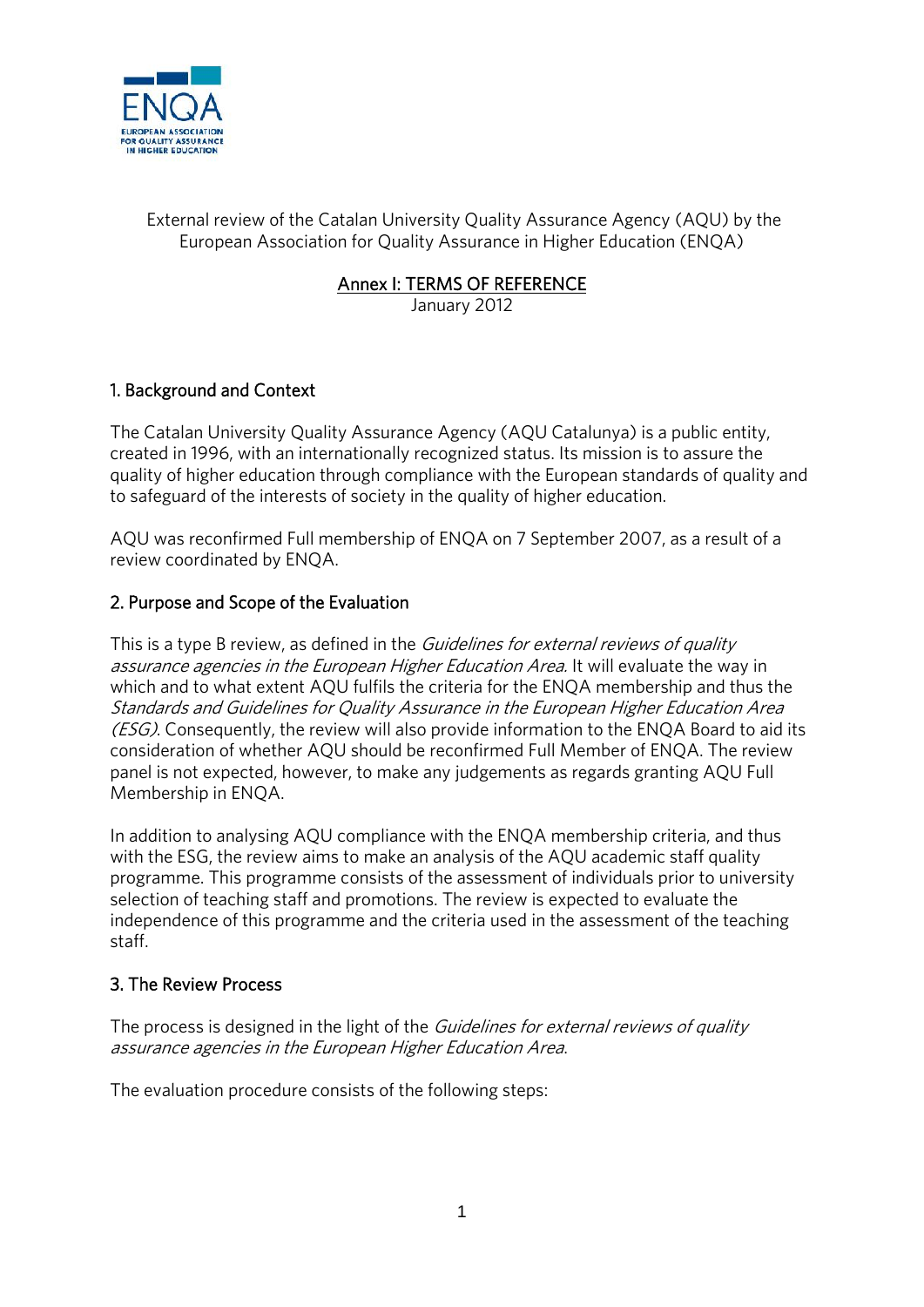External review of the Catalan University Quality Assurance Agency (AQU) by the European Association for Quality Assurance in Higher Education (ENQA)

# Annex I: TERMS OF REFERENCE

January 2012

## 1. Background and Context

The Catalan University Quality Assurance Agency (AQU Catalunya) is a public entity, created in 1996, with an internationally recognized status. Its mission is to assure the quality of higher education through compliance with the European standards of quality and to safeguard of the interests of society in the quality of higher education.

AQU was reconfirmed Full membership of ENQA on 7 September 2007, as a result of a review coordinated by ENQA.

## 2. Purpose and Scope of the Evaluation

This is a type B review, as defined in the *Guidelines for external reviews of quality assurance agencies in the European Higher Education Area*. It will evaluate the way in which and to what extent AQU fulfils the criteria for the ENQA membership and thus the *Standards and Guidelines for Quality Assurance in the European Higher Education Area (ESG)*. Consequently, the review will also provide information to the ENQA Board to aid its consideration of whether AQU should be reconfirmed Full Member of ENQA. The review panel is not expected, however, to make any judgements as regards granting AQU Full Membership in ENQA.

In addition to analysing AQU compliance with the ENQA membership criteria, and thus with the ESG, the review aims to make an analysis of the AQU academic staff quality programme. This programme consists of the assessment of individuals prior to university selection of teaching staff and promotions. The review is expected to evaluate the independence of this programme and the criteria used in the assessment of the teaching staff.

## 3. The Review Process

The process is designed in the light of the *Guidelines for external reviews of quality assurance agencies in the European Higher Education Area*.

The evaluation procedure consists of the following steps: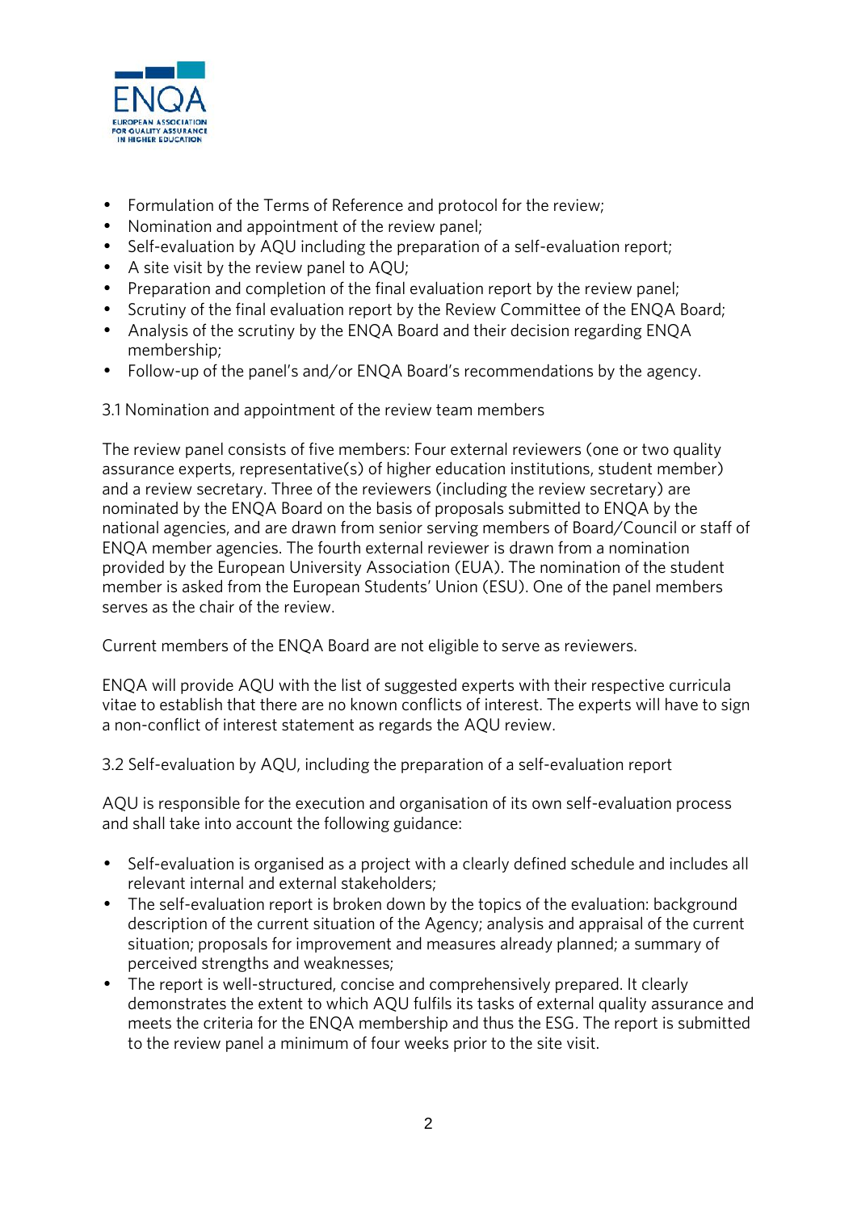- Formulation of the Terms of Reference and protocol for the review;
- Nomination and appointment of the review panel;
- Self-evaluation by AQU including the preparation of a self-evaluation report;
- A site visit by the review panel to AQU;
- Preparation and completion of the final evaluation report by the review panel;
- Scrutiny of the final evaluation report by the Review Committee of the ENQA Board;
- Analysis of the scrutiny by the ENQA Board and their decision regarding ENQA membership;
- Follow-up of the panel's and/or ENQA Board's recommendations by the agency.

### 3.1 Nomination and appointment of the review team members

The review panel consists of five members: Four external reviewers (one or two quality assurance experts, representative(s) of higher education institutions, student member) and a review secretary. Three of the reviewers (including the review secretary) are nominated by the ENQA Board on the basis of proposals submitted to ENQA by the national agencies, and are drawn from senior serving members of Board/Council or staff of ENQA member agencies. The fourth external reviewer is drawn from a nomination provided by the European University Association (EUA). The nomination of the student member is asked from the European Students' Union (ESU). One of the panel members serves as the chair of the review.

Current members of the ENQA Board are not eligible to serve as reviewers.

ENQA will provide AQU with the list of suggested experts with their respective curricula vitae to establish that there are no known conflicts of interest. The experts will have to sign a non-conflict of interest statement as regards the AQU review.

### 3.2 Self-evaluation by AQU, including the preparation of a self-evaluation report

AQU is responsible for the execution and organisation of its own self-evaluation process and shall take into account the following guidance:

- Self-evaluation is organised as a project with a clearly defined schedule and includes all relevant internal and external stakeholders;
- The self-evaluation report is broken down by the topics of the evaluation: background description of the current situation of the Agency; analysis and appraisal of the current situation; proposals for improvement and measures already planned; a summary of perceived strengths and weaknesses;
- The report is well-structured, concise and comprehensively prepared. It clearly demonstrates the extent to which AQU fulfils its tasks of external quality assurance and meets the criteria for the ENQA membership and thus the ESG. The report is submitted to the review panel a minimum of four weeks prior to the site visit.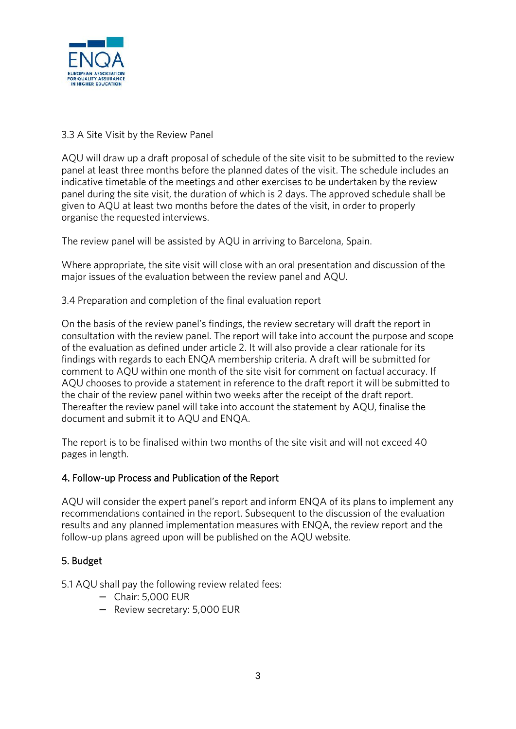3.3 A Site Visit by the Review Panel

AQU will draw up a draft proposal of schedule of the site visit to be submitted to the review panel at least three months before the planned dates of the visit. The schedule includes an indicative timetable of the meetings and other exercises to be undertaken by the review panel during the site visit, the duration of which is 2 days. The approved schedule shall be given to AQU at least two months before the dates of the visit, in order to properly organise the requested interviews.

The review panel will be assisted by AQU in arriving to Barcelona, Spain.

Where appropriate, the site visit will close with an oral presentation and discussion of the major issues of the evaluation between the review panel and AQU.

3.4 Preparation and completion of the final evaluation report

On the basis of the review panel's findings, the review secretary will draft the report in consultation with the review panel. The report will take into account the purpose and scope of the evaluation as defined under article 2. It will also provide a clear rationale for its findings with regards to each ENQA membership criteria. A draft will be submitted for comment to AQU within one month of the site visit for comment on factual accuracy. If AQU chooses to provide a statement in reference to the draft report it will be submitted to the chair of the review panel within two weeks after the receipt of the draft report. Thereafter the review panel will take into account the statement by AQU, finalise the document and submit it to AQU and ENQA.

The report is to be finalised within two months of the site visit and will not exceed 40 pages in length.

## 4. Follow-up Process and Publication of the Report

AQU will consider the expert panel's report and inform ENQA of its plans to implement any recommendations contained in the report. Subsequent to the discussion of the evaluation results and any planned implementation measures with ENQA, the review report and the follow-up plans agreed upon will be published on the AQU website.

## 5. Budget

5.1 AQU shall pay the following review related fees:

- Chair: 5,000 EUR
- Review secretary: 5,000 EUR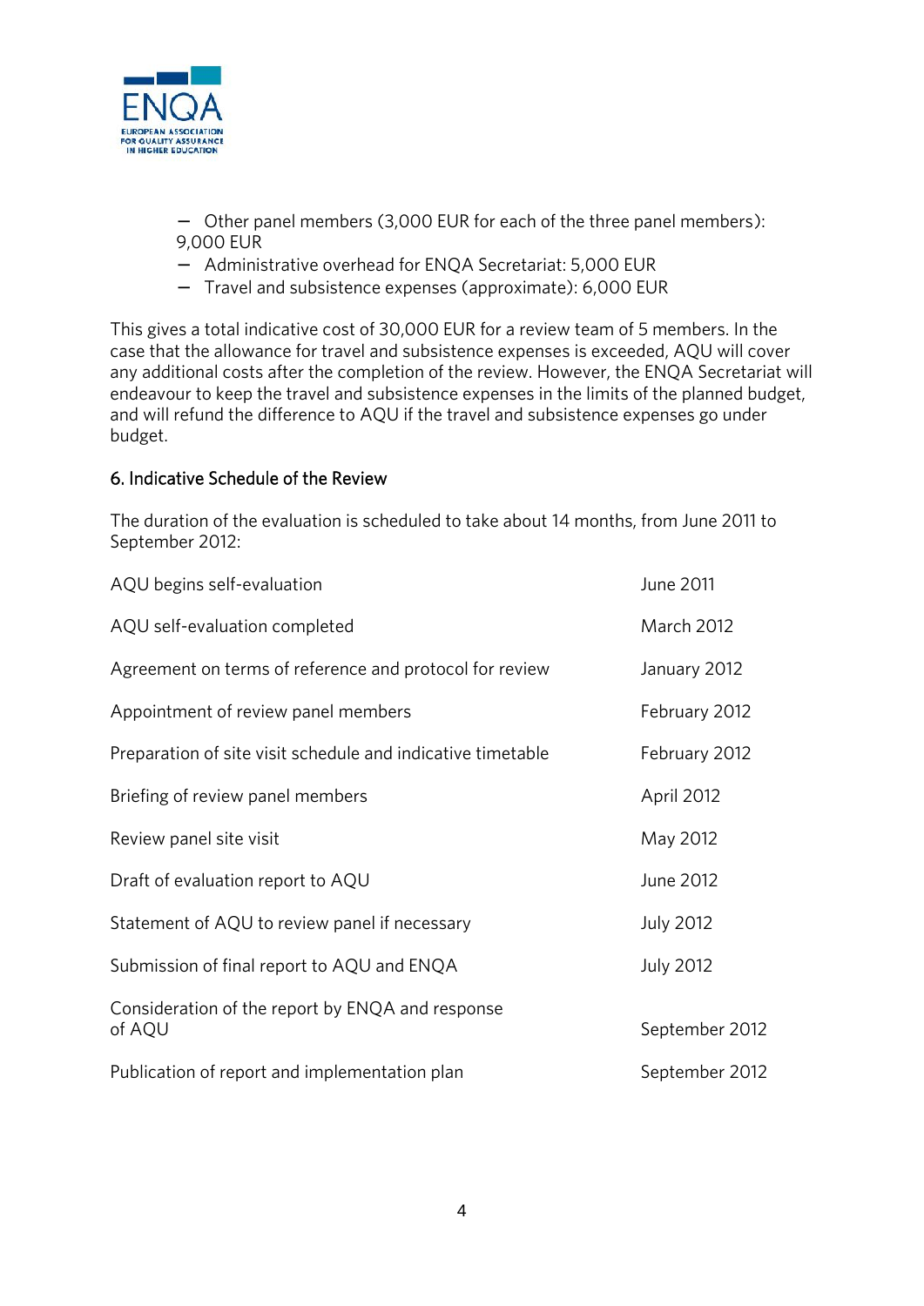- Other panel members (3,000 EUR for each of the three panel members): 9,000 EUR
- Administrative overhead for ENQA Secretariat: 5,000 EUR
- Travel and subsistence expenses (approximate): 6,000 EUR

This gives a total indicative cost of 30,000 EUR for a review team of 5 members. In the case that the allowance for travel and subsistence expenses is exceeded, AQU will cover any additional costs after the completion of the review. However, the ENQA Secretariat will endeavour to keep the travel and subsistence expenses in the limits of the planned budget, and will refund the difference to AQU if the travel and subsistence expenses go under budget.

## 6. Indicative Schedule of the Review

The duration of the evaluation is scheduled to take about 14 months, from June 2011 to September 2012:

| | |
|---|---|
| AQU begins self-evaluation | June 2011 |
| AQU self-evaluation completed | March 2012 |
| Agreement on terms of reference and protocol for review | January 2012 |
| Appointment of review panel members | February 2012 |
| Preparation of site visit schedule and indicative timetable | February 2012 |
| Briefing of review panel members | April 2012 |
| Review panel site visit | May 2012 |
| Draft of evaluation report to AQU | June 2012 |
| Statement of AQU to review panel if necessary | July 2012 |
| Submission of final report to AQU and ENQA | July 2012 |
| Consideration of the report by ENQA and response of AQU | September 2012 |
| Publication of report and implementation plan | September 2012 |